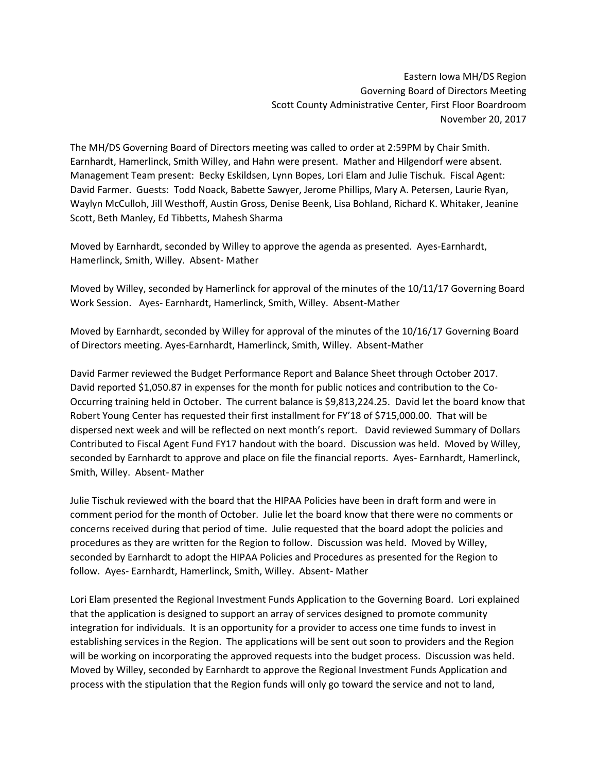Eastern Iowa MH/DS Region
Governing Board of Directors Meeting
Scott County Administrative Center, First Floor Boardroom
November 20, 2017

The MH/DS Governing Board of Directors meeting was called to order at 2:59PM by Chair Smith. Earnhardt, Hamerlinck, Smith Willey, and Hahn were present. Mather and Hilgendorf were absent. Management Team present: Becky Eskildsen, Lynn Bopes, Lori Elam and Julie Tischuk. Fiscal Agent: David Farmer. Guests: Todd Noack, Babette Sawyer, Jerome Phillips, Mary A. Petersen, Laurie Ryan, Waylyn McCulloh, Jill Westhoff, Austin Gross, Denise Beenk, Lisa Bohland, Richard K. Whitaker, Jeanine Scott, Beth Manley, Ed Tibbetts, Mahesh Sharma

Moved by Earnhardt, seconded by Willey to approve the agenda as presented. Ayes-Earnhardt, Hamerlinck, Smith, Willey. Absent- Mather

Moved by Willey, seconded by Hamerlinck for approval of the minutes of the 10/11/17 Governing Board Work Session. Ayes- Earnhardt, Hamerlinck, Smith, Willey. Absent-Mather

Moved by Earnhardt, seconded by Willey for approval of the minutes of the 10/16/17 Governing Board of Directors meeting. Ayes-Earnhardt, Hamerlinck, Smith, Willey. Absent-Mather

David Farmer reviewed the Budget Performance Report and Balance Sheet through October 2017. David reported $1,050.87 in expenses for the month for public notices and contribution to the Co-Occurring training held in October. The current balance is $9,813,224.25. David let the board know that Robert Young Center has requested their first installment for FY'18 of $715,000.00. That will be dispersed next week and will be reflected on next month's report. David reviewed Summary of Dollars Contributed to Fiscal Agent Fund FY17 handout with the board. Discussion was held. Moved by Willey, seconded by Earnhardt to approve and place on file the financial reports. Ayes- Earnhardt, Hamerlinck, Smith, Willey. Absent- Mather

Julie Tischuk reviewed with the board that the HIPAA Policies have been in draft form and were in comment period for the month of October. Julie let the board know that there were no comments or concerns received during that period of time. Julie requested that the board adopt the policies and procedures as they are written for the Region to follow. Discussion was held. Moved by Willey, seconded by Earnhardt to adopt the HIPAA Policies and Procedures as presented for the Region to follow. Ayes- Earnhardt, Hamerlinck, Smith, Willey. Absent- Mather

Lori Elam presented the Regional Investment Funds Application to the Governing Board. Lori explained that the application is designed to support an array of services designed to promote community integration for individuals. It is an opportunity for a provider to access one time funds to invest in establishing services in the Region. The applications will be sent out soon to providers and the Region will be working on incorporating the approved requests into the budget process. Discussion was held. Moved by Willey, seconded by Earnhardt to approve the Regional Investment Funds Application and process with the stipulation that the Region funds will only go toward the service and not to land,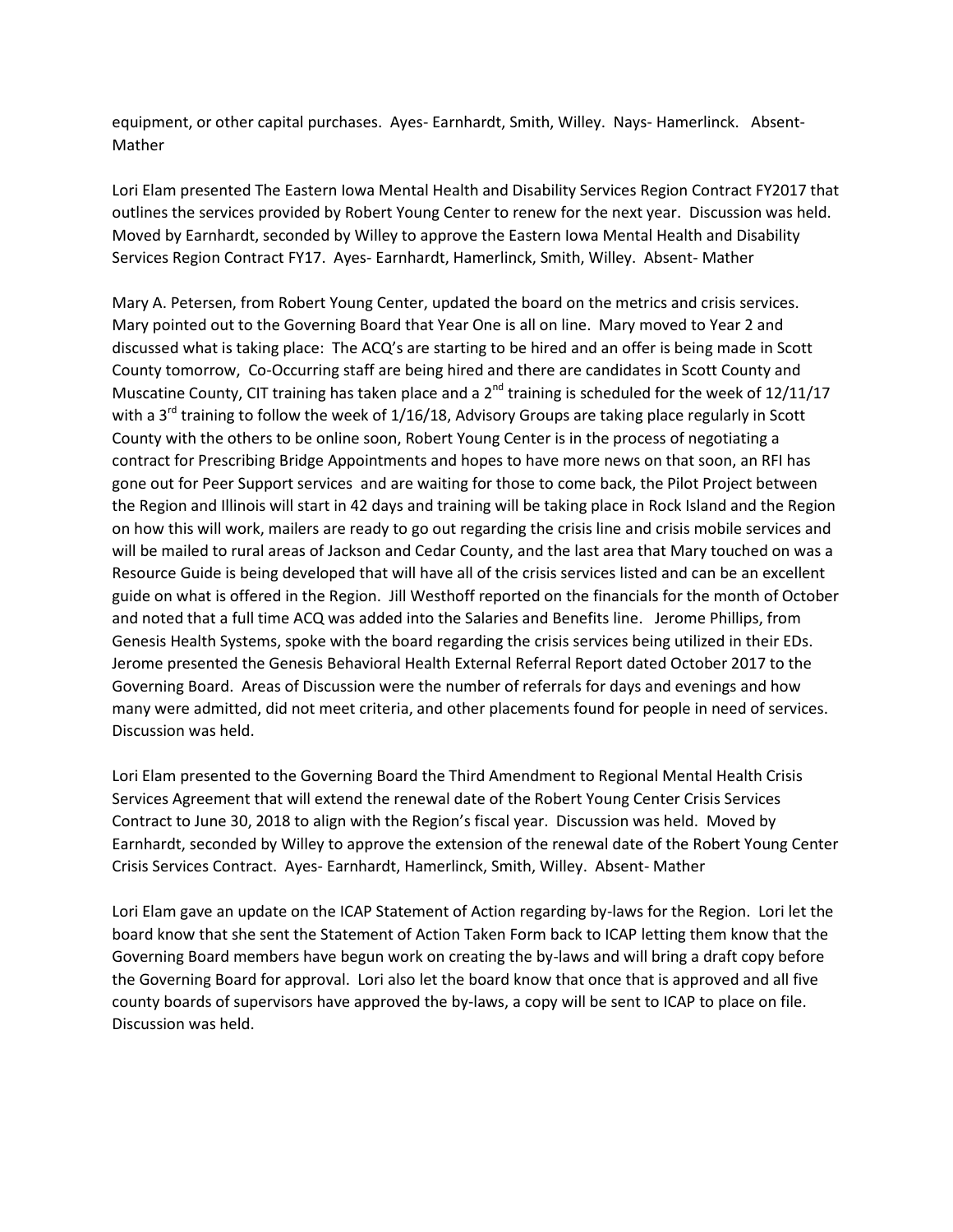equipment, or other capital purchases. Ayes- Earnhardt, Smith, Willey. Nays- Hamerlinck. Absent- Mather

Lori Elam presented The Eastern Iowa Mental Health and Disability Services Region Contract FY2017 that outlines the services provided by Robert Young Center to renew for the next year. Discussion was held. Moved by Earnhardt, seconded by Willey to approve the Eastern Iowa Mental Health and Disability Services Region Contract FY17. Ayes- Earnhardt, Hamerlinck, Smith, Willey. Absent- Mather

Mary A. Petersen, from Robert Young Center, updated the board on the metrics and crisis services. Mary pointed out to the Governing Board that Year One is all on line. Mary moved to Year 2 and discussed what is taking place: The ACQ's are starting to be hired and an offer is being made in Scott County tomorrow, Co-Occurring staff are being hired and there are candidates in Scott County and Muscatine County, CIT training has taken place and a 2nd training is scheduled for the week of 12/11/17 with a 3rd training to follow the week of 1/16/18, Advisory Groups are taking place regularly in Scott County with the others to be online soon, Robert Young Center is in the process of negotiating a contract for Prescribing Bridge Appointments and hopes to have more news on that soon, an RFI has gone out for Peer Support services and are waiting for those to come back, the Pilot Project between the Region and Illinois will start in 42 days and training will be taking place in Rock Island and the Region on how this will work, mailers are ready to go out regarding the crisis line and crisis mobile services and will be mailed to rural areas of Jackson and Cedar County, and the last area that Mary touched on was a Resource Guide is being developed that will have all of the crisis services listed and can be an excellent guide on what is offered in the Region. Jill Westhoff reported on the financials for the month of October and noted that a full time ACQ was added into the Salaries and Benefits line. Jerome Phillips, from Genesis Health Systems, spoke with the board regarding the crisis services being utilized in their EDs. Jerome presented the Genesis Behavioral Health External Referral Report dated October 2017 to the Governing Board. Areas of Discussion were the number of referrals for days and evenings and how many were admitted, did not meet criteria, and other placements found for people in need of services. Discussion was held.

Lori Elam presented to the Governing Board the Third Amendment to Regional Mental Health Crisis Services Agreement that will extend the renewal date of the Robert Young Center Crisis Services Contract to June 30, 2018 to align with the Region's fiscal year. Discussion was held. Moved by Earnhardt, seconded by Willey to approve the extension of the renewal date of the Robert Young Center Crisis Services Contract. Ayes- Earnhardt, Hamerlinck, Smith, Willey. Absent- Mather

Lori Elam gave an update on the ICAP Statement of Action regarding by-laws for the Region. Lori let the board know that she sent the Statement of Action Taken Form back to ICAP letting them know that the Governing Board members have begun work on creating the by-laws and will bring a draft copy before the Governing Board for approval. Lori also let the board know that once that is approved and all five county boards of supervisors have approved the by-laws, a copy will be sent to ICAP to place on file. Discussion was held.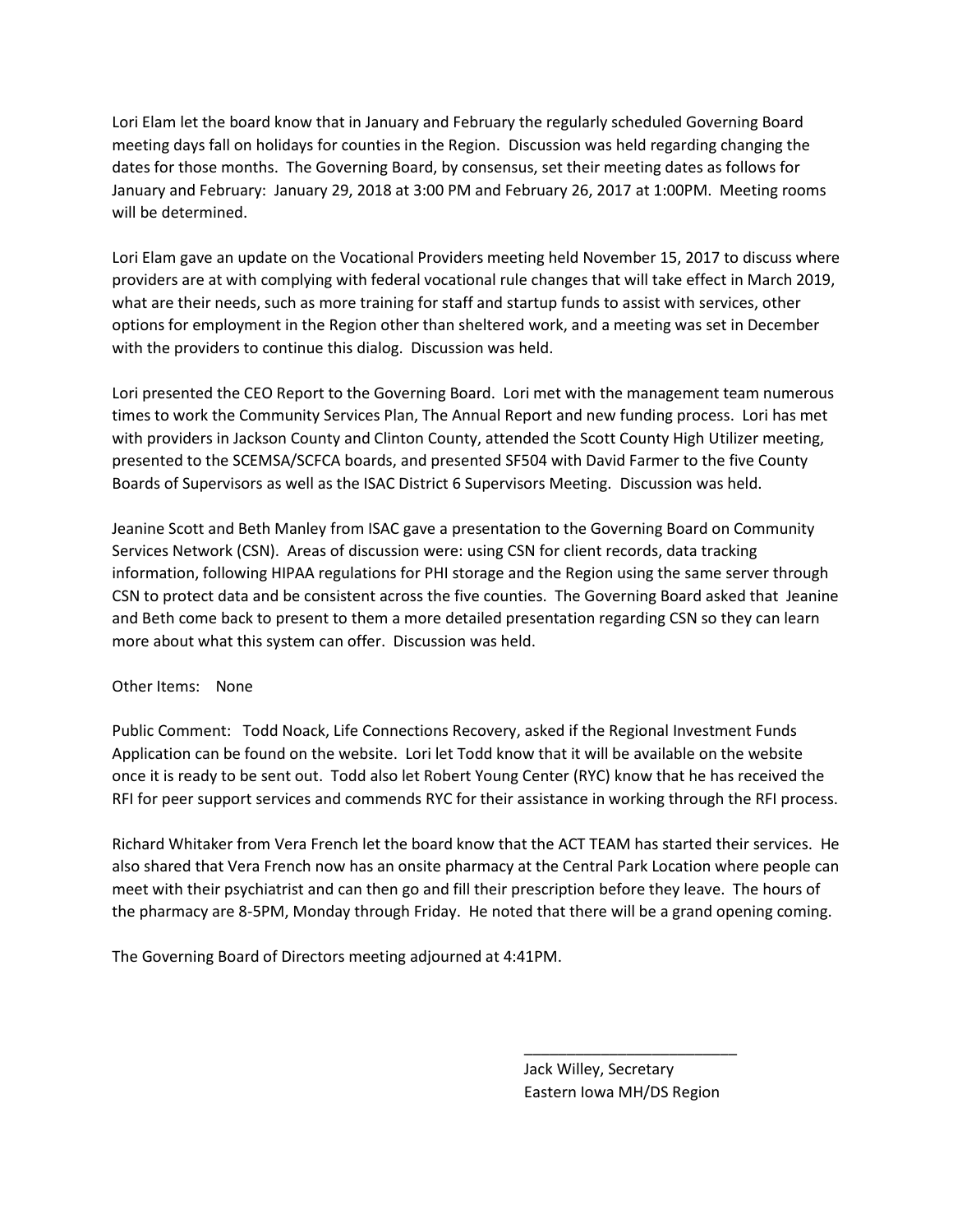Lori Elam let the board know that in January and February the regularly scheduled Governing Board meeting days fall on holidays for counties in the Region. Discussion was held regarding changing the dates for those months. The Governing Board, by consensus, set their meeting dates as follows for January and February: January 29, 2018 at 3:00 PM and February 26, 2017 at 1:00PM. Meeting rooms will be determined.

Lori Elam gave an update on the Vocational Providers meeting held November 15, 2017 to discuss where providers are at with complying with federal vocational rule changes that will take effect in March 2019, what are their needs, such as more training for staff and startup funds to assist with services, other options for employment in the Region other than sheltered work, and a meeting was set in December with the providers to continue this dialog. Discussion was held.

Lori presented the CEO Report to the Governing Board. Lori met with the management team numerous times to work the Community Services Plan, The Annual Report and new funding process. Lori has met with providers in Jackson County and Clinton County, attended the Scott County High Utilizer meeting, presented to the SCEMSA/SCFCA boards, and presented SF504 with David Farmer to the five County Boards of Supervisors as well as the ISAC District 6 Supervisors Meeting. Discussion was held.

Jeanine Scott and Beth Manley from ISAC gave a presentation to the Governing Board on Community Services Network (CSN). Areas of discussion were: using CSN for client records, data tracking information, following HIPAA regulations for PHI storage and the Region using the same server through CSN to protect data and be consistent across the five counties. The Governing Board asked that Jeanine and Beth come back to present to them a more detailed presentation regarding CSN so they can learn more about what this system can offer. Discussion was held.

Other Items: None

Public Comment: Todd Noack, Life Connections Recovery, asked if the Regional Investment Funds Application can be found on the website. Lori let Todd know that it will be available on the website once it is ready to be sent out. Todd also let Robert Young Center (RYC) know that he has received the RFI for peer support services and commends RYC for their assistance in working through the RFI process.

Richard Whitaker from Vera French let the board know that the ACT TEAM has started their services. He also shared that Vera French now has an onsite pharmacy at the Central Park Location where people can meet with their psychiatrist and can then go and fill their prescription before they leave. The hours of the pharmacy are 8-5PM, Monday through Friday. He noted that there will be a grand opening coming.

The Governing Board of Directors meeting adjourned at 4:41PM.

\_\_\_\_\_\_\_\_\_\_\_\_\_\_\_\_\_\_\_\_\_\_\_\_\_\_

Jack Willey, Secretary
Eastern Iowa MH/DS Region